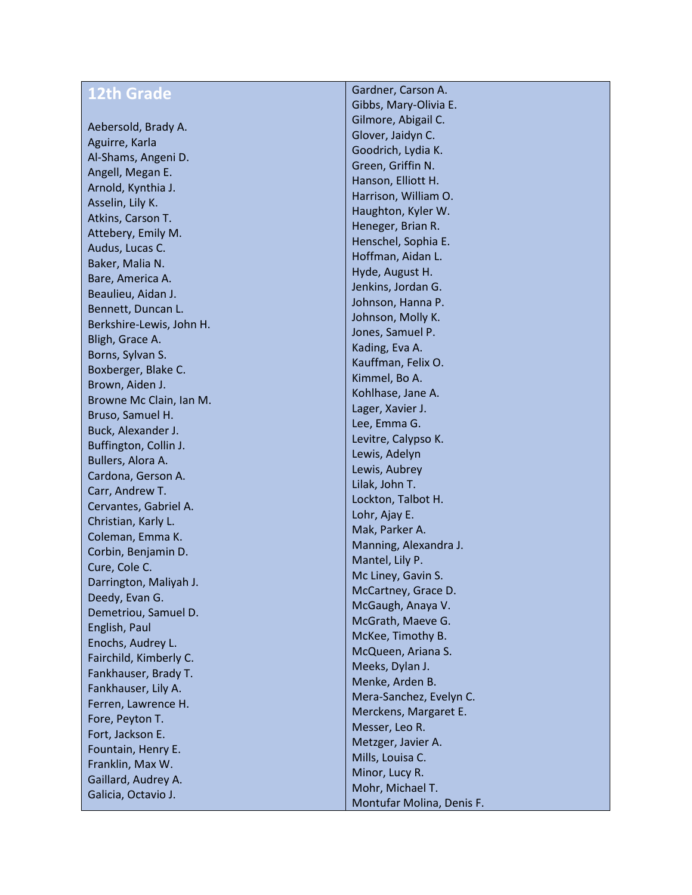## 12th Grade

Aebersold, Brady A.
Aguirre, Karla
Al-Shams, Angeni D.
Angell, Megan E.
Arnold, Kynthia J.
Asselin, Lily K.
Atkins, Carson T.
Attebery, Emily M.
Audus, Lucas C.
Baker, Malia N.
Bare, America A.
Beaulieu, Aidan J.
Bennett, Duncan L.
Berkshire-Lewis, John H.
Bligh, Grace A.
Borns, Sylvan S.
Boxberger, Blake C.
Brown, Aiden J.
Browne Mc Clain, Ian M.
Bruso, Samuel H.
Buck, Alexander J.
Buffington, Collin J.
Bullers, Alora A.
Cardona, Gerson A.
Carr, Andrew T.
Cervantes, Gabriel A.
Christian, Karly L.
Coleman, Emma K.
Corbin, Benjamin D.
Cure, Cole C.
Darrington, Maliyah J.
Deedy, Evan G.
Demetriou, Samuel D.
English, Paul
Enochs, Audrey L.
Fairchild, Kimberly C.
Fankhauser, Brady T.
Fankhauser, Lily A.
Ferren, Lawrence H.
Fore, Peyton T.
Fort, Jackson E.
Fountain, Henry E.
Franklin, Max W.
Gaillard, Audrey A.
Galicia, Octavio J.
Gardner, Carson A.
Gibbs, Mary-Olivia E.
Gilmore, Abigail C.
Glover, Jaidyn C.
Goodrich, Lydia K.
Green, Griffin N.
Hanson, Elliott H.
Harrison, William O.
Haughton, Kyler W.
Heneger, Brian R.
Henschel, Sophia E.
Hoffman, Aidan L.
Hyde, August H.
Jenkins, Jordan G.
Johnson, Hanna P.
Johnson, Molly K.
Jones, Samuel P.
Kading, Eva A.
Kauffman, Felix O.
Kimmel, Bo A.
Kohlhase, Jane A.
Lager, Xavier J.
Lee, Emma G.
Levitre, Calypso K.
Lewis, Adelyn
Lewis, Aubrey
Lilak, John T.
Lockton, Talbot H.
Lohr, Ajay E.
Mak, Parker A.
Manning, Alexandra J.
Mantel, Lily P.
Mc Liney, Gavin S.
McCartney, Grace D.
McGaugh, Anaya V.
McGrath, Maeve G.
McKee, Timothy B.
McQueen, Ariana S.
Meeks, Dylan J.
Menke, Arden B.
Mera-Sanchez, Evelyn C.
Merckens, Margaret E.
Messer, Leo R.
Metzger, Javier A.
Mills, Louisa C.
Minor, Lucy R.
Mohr, Michael T.
Montufar Molina, Denis F.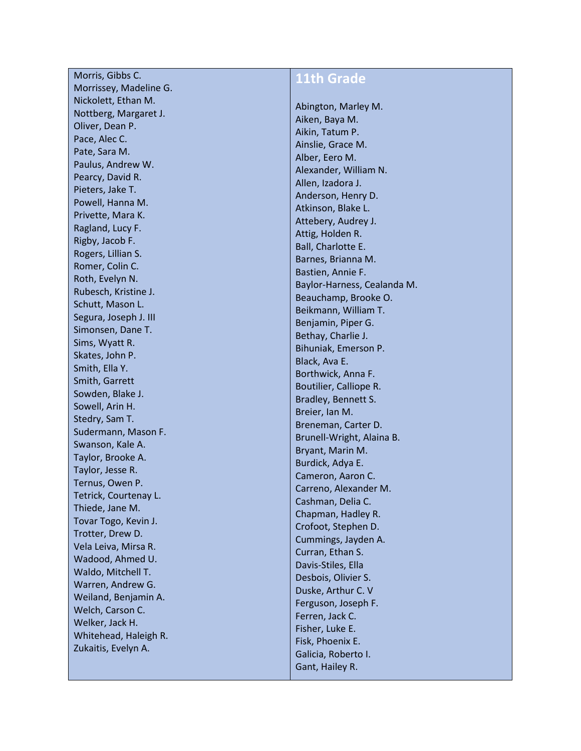Morris, Gibbs C.
Morrissey, Madeline G.
Nickolett, Ethan M.
Nottberg, Margaret J.
Oliver, Dean P.
Pace, Alec C.
Pate, Sara M.
Paulus, Andrew W.
Pearcy, David R.
Pieters, Jake T.
Powell, Hanna M.
Privette, Mara K.
Ragland, Lucy F.
Rigby, Jacob F.
Rogers, Lillian S.
Romer, Colin C.
Roth, Evelyn N.
Rubesch, Kristine J.
Schutt, Mason L.
Segura, Joseph J. III
Simonsen, Dane T.
Sims, Wyatt R.
Skates, John P.
Smith, Ella Y.
Smith, Garrett
Sowden, Blake J.
Sowell, Arin H.
Stedry, Sam T.
Sudermann, Mason F.
Swanson, Kale A.
Taylor, Brooke A.
Taylor, Jesse R.
Ternus, Owen P.
Tetrick, Courtenay L.
Thiede, Jane M.
Tovar Togo, Kevin J.
Trotter, Drew D.
Vela Leiva, Mirsa R.
Wadood, Ahmed U.
Waldo, Mitchell T.
Warren, Andrew G.
Weiland, Benjamin A.
Welch, Carson C.
Welker, Jack H.
Whitehead, Haleigh R.
Zukaitis, Evelyn A.

## 11th Grade

Abington, Marley M.
Aiken, Baya M.
Aikin, Tatum P.
Ainslie, Grace M.
Alber, Eero M.
Alexander, William N.
Allen, Izadora J.
Anderson, Henry D.
Atkinson, Blake L.
Attebery, Audrey J.
Attig, Holden R.
Ball, Charlotte E.
Barnes, Brianna M.
Bastien, Annie F.
Baylor-Harness, Cealanda M.
Beauchamp, Brooke O.
Beikmann, William T.
Benjamin, Piper G.
Bethay, Charlie J.
Bihuniak, Emerson P.
Black, Ava E.
Borthwick, Anna F.
Boutilier, Calliope R.
Bradley, Bennett S.
Breier, Ian M.
Breneman, Carter D.
Brunell-Wright, Alaina B.
Bryant, Marin M.
Burdick, Adya E.
Cameron, Aaron C.
Carreno, Alexander M.
Cashman, Delia C.
Chapman, Hadley R.
Crofoot, Stephen D.
Cummings, Jayden A.
Curran, Ethan S.
Davis-Stiles, Ella
Desbois, Olivier S.
Duske, Arthur C. V
Ferguson, Joseph F.
Ferren, Jack C.
Fisher, Luke E.
Fisk, Phoenix E.
Galicia, Roberto I.
Gant, Hailey R.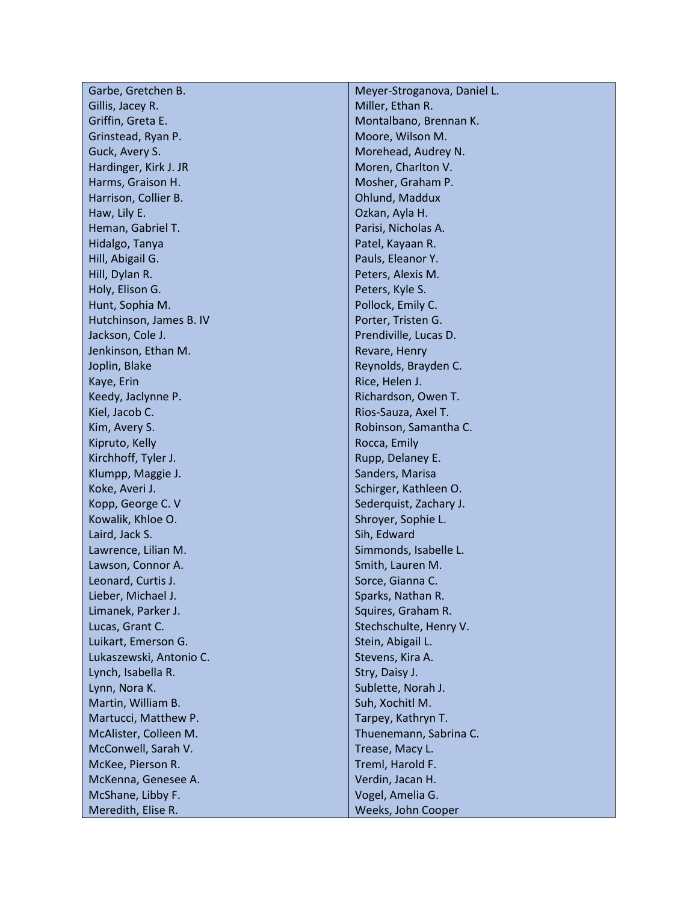| | |
|---|---|
| Garbe, Gretchen B. | Meyer-Stroganova, Daniel L. |
| Gillis, Jacey R. | Miller, Ethan R. |
| Griffin, Greta E. | Montalbano, Brennan K. |
| Grinstead, Ryan P. | Moore, Wilson M. |
| Guck, Avery S. | Morehead, Audrey N. |
| Hardinger, Kirk J. JR | Moren, Charlton V. |
| Harms, Graison H. | Mosher, Graham P. |
| Harrison, Collier B. | Ohlund, Maddux |
| Haw, Lily E. | Ozkan, Ayla H. |
| Heman, Gabriel T. | Parisi, Nicholas A. |
| Hidalgo, Tanya | Patel, Kayaan R. |
| Hill, Abigail G. | Pauls, Eleanor Y. |
| Hill, Dylan R. | Peters, Alexis M. |
| Holy, Elison G. | Peters, Kyle S. |
| Hunt, Sophia M. | Pollock, Emily C. |
| Hutchinson, James B. IV | Porter, Tristen G. |
| Jackson, Cole J. | Prendiville, Lucas D. |
| Jenkinson, Ethan M. | Revare, Henry |
| Joplin, Blake | Reynolds, Brayden C. |
| Kaye, Erin | Rice, Helen J. |
| Keedy, Jaclynne P. | Richardson, Owen T. |
| Kiel, Jacob C. | Rios-Sauza, Axel T. |
| Kim, Avery S. | Robinson, Samantha C. |
| Kipruto, Kelly | Rocca, Emily |
| Kirchhoff, Tyler J. | Rupp, Delaney E. |
| Klumpp, Maggie J. | Sanders, Marisa |
| Koke, Averi J. | Schirger, Kathleen O. |
| Kopp, George C. V | Sederquist, Zachary J. |
| Kowalik, Khloe O. | Shroyer, Sophie L. |
| Laird, Jack S. | Sih, Edward |
| Lawrence, Lilian M. | Simmonds, Isabelle L. |
| Lawson, Connor A. | Smith, Lauren M. |
| Leonard, Curtis J. | Sorce, Gianna C. |
| Lieber, Michael J. | Sparks, Nathan R. |
| Limanek, Parker J. | Squires, Graham R. |
| Lucas, Grant C. | Stechschulte, Henry V. |
| Luikart, Emerson G. | Stein, Abigail L. |
| Lukaszewski, Antonio C. | Stevens, Kira A. |
| Lynch, Isabella R. | Stry, Daisy J. |
| Lynn, Nora K. | Sublette, Norah J. |
| Martin, William B. | Suh, Xochitl M. |
| Martucci, Matthew P. | Tarpey, Kathryn T. |
| McAlister, Colleen M. | Thuenemann, Sabrina C. |
| McConwell, Sarah V. | Trease, Macy L. |
| McKee, Pierson R. | Treml, Harold F. |
| McKenna, Genesee A. | Verdin, Jacan H. |
| McShane, Libby F. | Vogel, Amelia G. |
| Meredith, Elise R. | Weeks, John Cooper |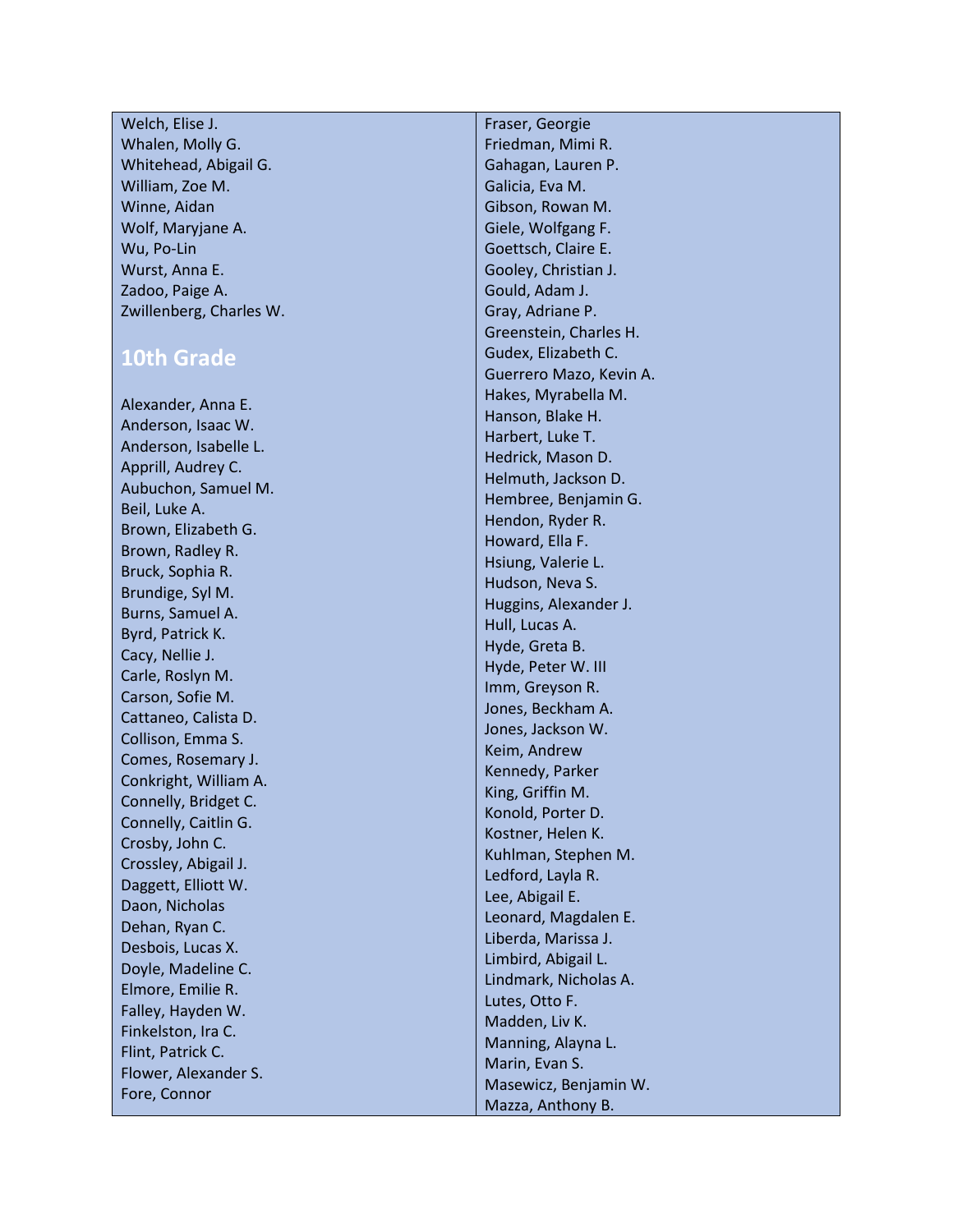Welch, Elise J.
Whalen, Molly G.
Whitehead, Abigail G.
William, Zoe M.
Winne, Aidan
Wolf, Maryjane A.
Wu, Po-Lin
Wurst, Anna E.
Zadoo, Paige A.
Zwillenberg, Charles W.

## 10th Grade

Alexander, Anna E.
Anderson, Isaac W.
Anderson, Isabelle L.
Apprill, Audrey C.
Aubuchon, Samuel M.
Beil, Luke A.
Brown, Elizabeth G.
Brown, Radley R.
Bruck, Sophia R.
Brundige, Syl M.
Burns, Samuel A.
Byrd, Patrick K.
Cacy, Nellie J.
Carle, Roslyn M.
Carson, Sofie M.
Cattaneo, Calista D.
Collison, Emma S.
Comes, Rosemary J.
Conkright, William A.
Connelly, Bridget C.
Connelly, Caitlin G.
Crosby, John C.
Crossley, Abigail J.
Daggett, Elliott W.
Daon, Nicholas
Dehan, Ryan C.
Desbois, Lucas X.
Doyle, Madeline C.
Elmore, Emilie R.
Falley, Hayden W.
Finkelston, Ira C.
Flint, Patrick C.
Flower, Alexander S.
Fore, Connor
Fraser, Georgie
Friedman, Mimi R.
Gahagan, Lauren P.
Galicia, Eva M.
Gibson, Rowan M.
Giele, Wolfgang F.
Goettsch, Claire E.
Gooley, Christian J.
Gould, Adam J.
Gray, Adriane P.
Greenstein, Charles H.
Gudex, Elizabeth C.
Guerrero Mazo, Kevin A.
Hakes, Myrabella M.
Hanson, Blake H.
Harbert, Luke T.
Hedrick, Mason D.
Helmuth, Jackson D.
Hembree, Benjamin G.
Hendon, Ryder R.
Howard, Ella F.
Hsiung, Valerie L.
Hudson, Neva S.
Huggins, Alexander J.
Hull, Lucas A.
Hyde, Greta B.
Hyde, Peter W. III
Imm, Greyson R.
Jones, Beckham A.
Jones, Jackson W.
Keim, Andrew
Kennedy, Parker
King, Griffin M.
Konold, Porter D.
Kostner, Helen K.
Kuhlman, Stephen M.
Ledford, Layla R.
Lee, Abigail E.
Leonard, Magdalen E.
Liberda, Marissa J.
Limbird, Abigail L.
Lindmark, Nicholas A.
Lutes, Otto F.
Madden, Liv K.
Manning, Alayna L.
Marin, Evan S.
Masewicz, Benjamin W.
Mazza, Anthony B.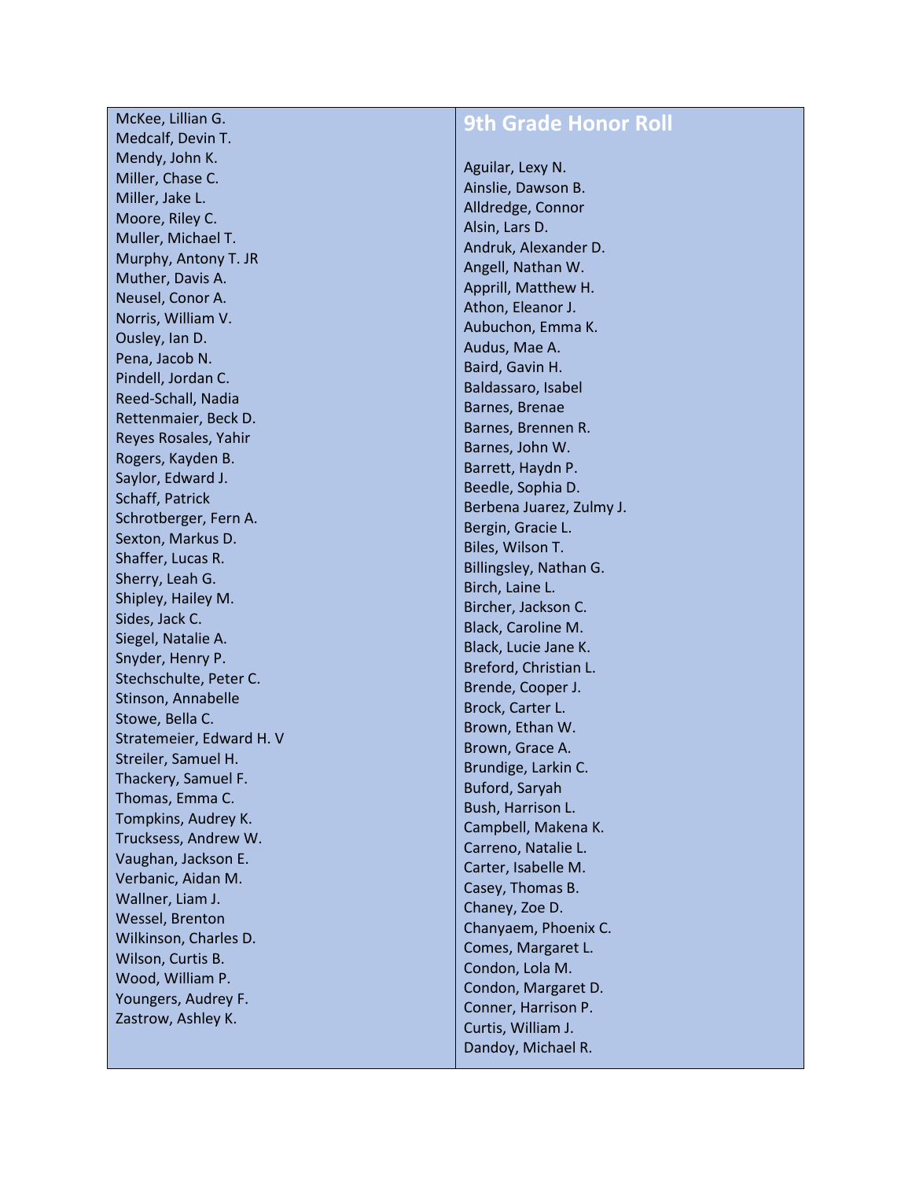McKee, Lillian G.
Medcalf, Devin T.
Mendy, John K.
Miller, Chase C.
Miller, Jake L.
Moore, Riley C.
Muller, Michael T.
Murphy, Antony T. JR
Muther, Davis A.
Neusel, Conor A.
Norris, William V.
Ousley, Ian D.
Pena, Jacob N.
Pindell, Jordan C.
Reed-Schall, Nadia
Rettenmaier, Beck D.
Reyes Rosales, Yahir
Rogers, Kayden B.
Saylor, Edward J.
Schaff, Patrick
Schrotberger, Fern A.
Sexton, Markus D.
Shaffer, Lucas R.
Sherry, Leah G.
Shipley, Hailey M.
Sides, Jack C.
Siegel, Natalie A.
Snyder, Henry P.
Stechschulte, Peter C.
Stinson, Annabelle
Stowe, Bella C.
Stratemeier, Edward H. V
Streiler, Samuel H.
Thackery, Samuel F.
Thomas, Emma C.
Tompkins, Audrey K.
Trucksess, Andrew W.
Vaughan, Jackson E.
Verbanic, Aidan M.
Wallner, Liam J.
Wessel, Brenton
Wilkinson, Charles D.
Wilson, Curtis B.
Wood, William P.
Youngers, Audrey F.
Zastrow, Ashley K.

## 9th Grade Honor Roll

Aguilar, Lexy N.
Ainslie, Dawson B.
Alldredge, Connor
Alsin, Lars D.
Andruk, Alexander D.
Angell, Nathan W.
Apprill, Matthew H.
Athon, Eleanor J.
Aubuchon, Emma K.
Audus, Mae A.
Baird, Gavin H.
Baldassaro, Isabel
Barnes, Brenae
Barnes, Brennen R.
Barnes, John W.
Barrett, Haydn P.
Beedle, Sophia D.
Berbena Juarez, Zulmy J.
Bergin, Gracie L.
Biles, Wilson T.
Billingsley, Nathan G.
Birch, Laine L.
Bircher, Jackson C.
Black, Caroline M.
Black, Lucie Jane K.
Breford, Christian L.
Brende, Cooper J.
Brock, Carter L.
Brown, Ethan W.
Brown, Grace A.
Brundige, Larkin C.
Buford, Saryah
Bush, Harrison L.
Campbell, Makena K.
Carreno, Natalie L.
Carter, Isabelle M.
Casey, Thomas B.
Chaney, Zoe D.
Chanyaem, Phoenix C.
Comes, Margaret L.
Condon, Lola M.
Condon, Margaret D.
Conner, Harrison P.
Curtis, William J.
Dandoy, Michael R.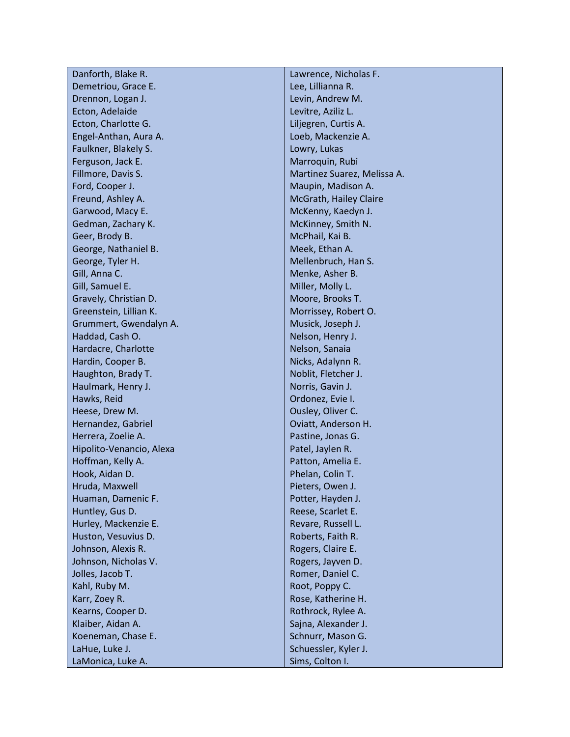| | |
|---|---|
| Danforth, Blake R. | Lawrence, Nicholas F. |
| Demetriou, Grace E. | Lee, Lillianna R. |
| Drennon, Logan J. | Levin, Andrew M. |
| Ecton, Adelaide | Levitre, Aziliz L. |
| Ecton, Charlotte G. | Liljegren, Curtis A. |
| Engel-Anthan, Aura A. | Loeb, Mackenzie A. |
| Faulkner, Blakely S. | Lowry, Lukas |
| Ferguson, Jack E. | Marroquin, Rubi |
| Fillmore, Davis S. | Martinez Suarez, Melissa A. |
| Ford, Cooper J. | Maupin, Madison A. |
| Freund, Ashley A. | McGrath, Hailey Claire |
| Garwood, Macy E. | McKenny, Kaedyn J. |
| Gedman, Zachary K. | McKinney, Smith N. |
| Geer, Brody B. | McPhail, Kai B. |
| George, Nathaniel B. | Meek, Ethan A. |
| George, Tyler H. | Mellenbruch, Han S. |
| Gill, Anna C. | Menke, Asher B. |
| Gill, Samuel E. | Miller, Molly L. |
| Gravely, Christian D. | Moore, Brooks T. |
| Greenstein, Lillian K. | Morrissey, Robert O. |
| Grummert, Gwendalyn A. | Musick, Joseph J. |
| Haddad, Cash O. | Nelson, Henry J. |
| Hardacre, Charlotte | Nelson, Sanaia |
| Hardin, Cooper B. | Nicks, Adalynn R. |
| Haughton, Brady T. | Noblit, Fletcher J. |
| Haulmark, Henry J. | Norris, Gavin J. |
| Hawks, Reid | Ordonez, Evie I. |
| Heese, Drew M. | Ousley, Oliver C. |
| Hernandez, Gabriel | Oviatt, Anderson H. |
| Herrera, Zoelie A. | Pastine, Jonas G. |
| Hipolito-Venancio, Alexa | Patel, Jaylen R. |
| Hoffman, Kelly A. | Patton, Amelia E. |
| Hook, Aidan D. | Phelan, Colin T. |
| Hruda, Maxwell | Pieters, Owen J. |
| Huaman, Damenic F. | Potter, Hayden J. |
| Huntley, Gus D. | Reese, Scarlet E. |
| Hurley, Mackenzie E. | Revare, Russell L. |
| Huston, Vesuvius D. | Roberts, Faith R. |
| Johnson, Alexis R. | Rogers, Claire E. |
| Johnson, Nicholas V. | Rogers, Jayven D. |
| Jolles, Jacob T. | Romer, Daniel C. |
| Kahl, Ruby M. | Root, Poppy C. |
| Karr, Zoey R. | Rose, Katherine H. |
| Kearns, Cooper D. | Rothrock, Rylee A. |
| Klaiber, Aidan A. | Sajna, Alexander J. |
| Koeneman, Chase E. | Schnurr, Mason G. |
| LaHue, Luke J. | Schuessler, Kyler J. |
| LaMonica, Luke A. | Sims, Colton I. |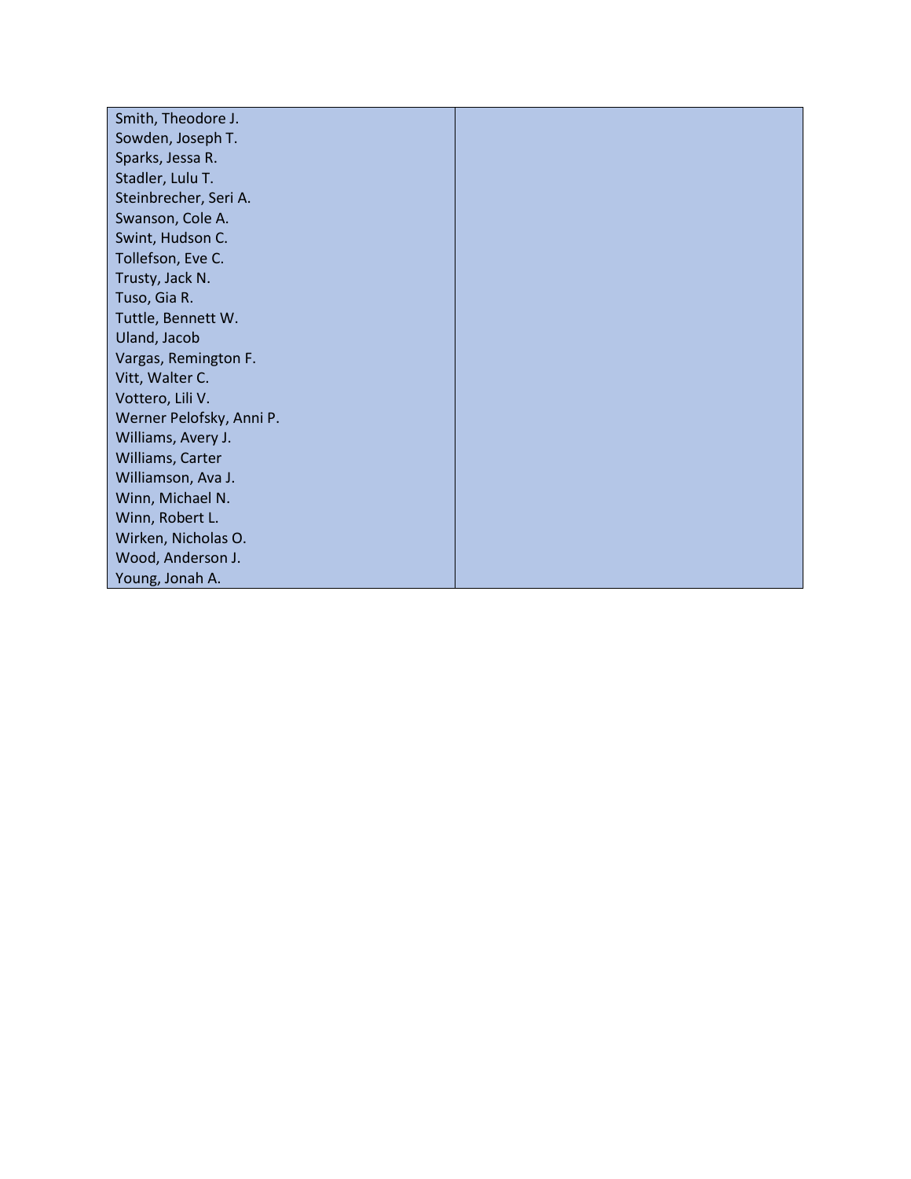| | |
|---|---|
| Smith, Theodore J.<br>Sowden, Joseph T.<br>Sparks, Jessa R.<br>Stadler, Lulu T.<br>Steinbrecher, Seri A.<br>Swanson, Cole A.<br>Swint, Hudson C.<br>Tollefson, Eve C.<br>Trusty, Jack N.<br>Tuso, Gia R.<br>Tuttle, Bennett W.<br>Uland, Jacob<br>Vargas, Remington F.<br>Vitt, Walter C.<br>Vottero, Lili V.<br>Werner Pelofsky, Anni P.<br>Williams, Avery J.<br>Williams, Carter<br>Williamson, Ava J.<br>Winn, Michael N.<br>Winn, Robert L.<br>Wirken, Nicholas O.<br>Wood, Anderson J.<br>Young, Jonah A. | |